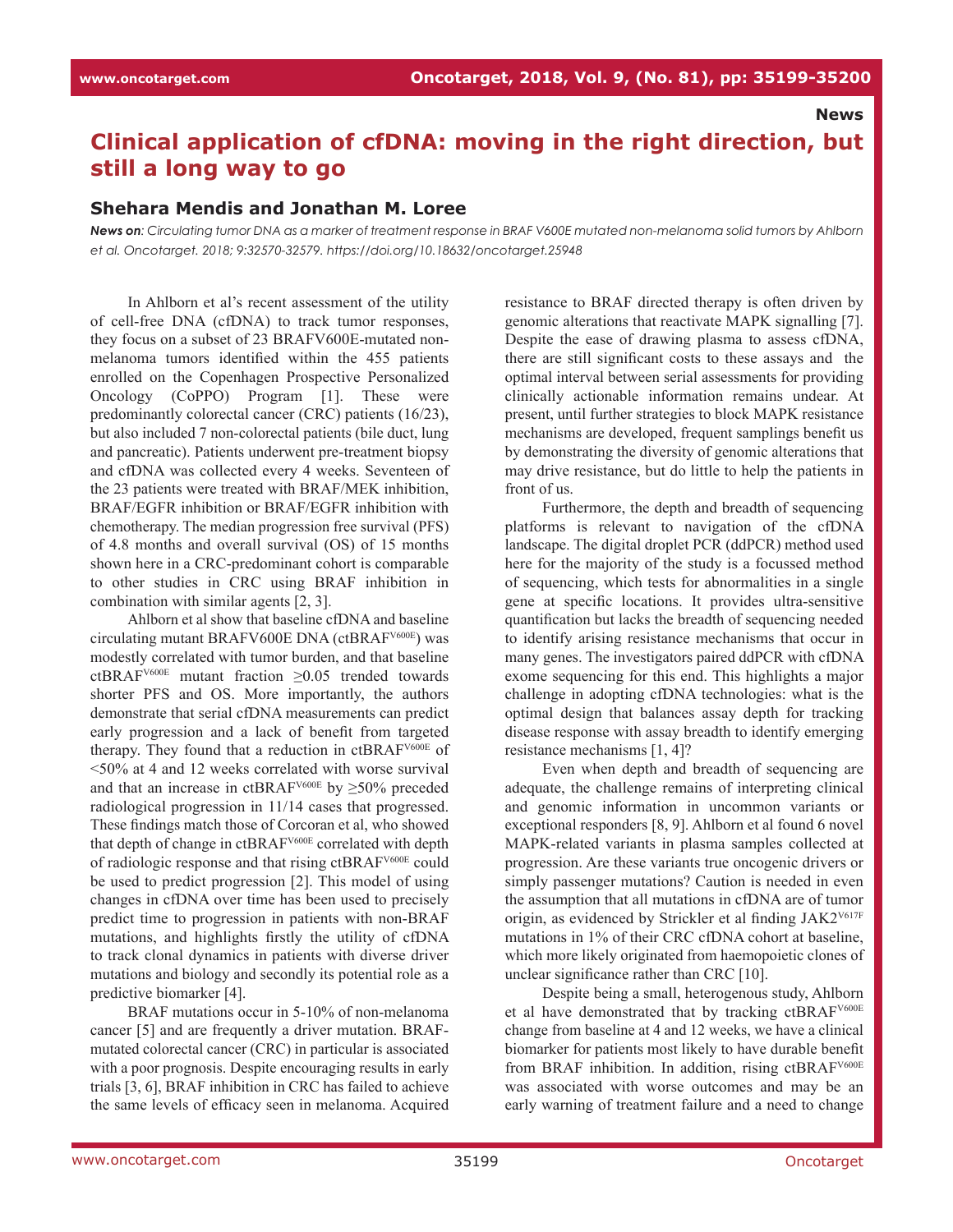News

# Clinical application of cfDNA: moving in the right direction, but still a long way to go

## Shehara Mendis and Jonathan M. Loree

***News on**: Circulating tumor DNA as a marker of treatment response in BRAF V600E mutated non-melanoma solid tumors by Ahlborn et al. Oncotarget. 2018; 9:32570-32579. https://doi.org/10.18632/oncotarget.25948*

In Ahlborn et al's recent assessment of the utility of cell-free DNA (cfDNA) to track tumor responses, they focus on a subset of 23 BRAFV600E-mutated non-melanoma tumors identified within the 455 patients enrolled on the Copenhagen Prospective Personalized Oncology (CoPPO) Program [1]. These were predominantly colorectal cancer (CRC) patients (16/23), but also included 7 non-colorectal patients (bile duct, lung and pancreatic). Patients underwent pre-treatment biopsy and cfDNA was collected every 4 weeks. Seventeen of the 23 patients were treated with BRAF/MEK inhibition, BRAF/EGFR inhibition or BRAF/EGFR inhibition with chemotherapy. The median progression free survival (PFS) of 4.8 months and overall survival (OS) of 15 months shown here in a CRC-predominant cohort is comparable to other studies in CRC using BRAF inhibition in combination with similar agents [2, 3].

Ahlborn et al show that baseline cfDNA and baseline circulating mutant BRAFV600E DNA ($ctBRAF^{V600E}$) was modestly correlated with tumor burden, and that baseline $ctBRAF^{V600E}$ mutant fraction $\geq 0.05$ trended towards shorter PFS and OS. More importantly, the authors demonstrate that serial cfDNA measurements can predict early progression and a lack of benefit from targeted therapy. They found that a reduction in $ctBRAF^{V600E}$ of $<50\%$ at 4 and 12 weeks correlated with worse survival and that an increase in $ctBRAF^{V600E}$ by $\geq 50\%$ preceded radiological progression in 11/14 cases that progressed. These findings match those of Corcoran et al, who showed that depth of change in $ctBRAF^{V600E}$ correlated with depth of radiologic response and that rising $ctBRAF^{V600E}$ could be used to predict progression [2]. This model of using changes in cfDNA over time has been used to precisely predict time to progression in patients with non-BRAF mutations, and highlights firstly the utility of cfDNA to track clonal dynamics in patients with diverse driver mutations and biology and secondly its potential role as a predictive biomarker [4].

BRAF mutations occur in 5-10% of non-melanoma cancer [5] and are frequently a driver mutation. BRAF-mutated colorectal cancer (CRC) in particular is associated with a poor prognosis. Despite encouraging results in early trials [3, 6], BRAF inhibition in CRC has failed to achieve the same levels of efficacy seen in melanoma. Acquired resistance to BRAF directed therapy is often driven by genomic alterations that reactivate MAPK signalling [7]. Despite the ease of drawing plasma to assess cfDNA, there are still significant costs to these assays and the optimal interval between serial assessments for providing clinically actionable information remains unclear. At present, until further strategies to block MAPK resistance mechanisms are developed, frequent samplings benefit us by demonstrating the diversity of genomic alterations that may drive resistance, but do little to help the patients in front of us.

Furthermore, the depth and breadth of sequencing platforms is relevant to navigation of the cfDNA landscape. The digital droplet PCR (ddPCR) method used here for the majority of the study is a focussed method of sequencing, which tests for abnormalities in a single gene at specific locations. It provides ultra-sensitive quantification but lacks the breadth of sequencing needed to identify arising resistance mechanisms that occur in many genes. The investigators paired ddPCR with cfDNA exome sequencing for this end. This highlights a major challenge in adopting cfDNA technologies: what is the optimal design that balances assay depth for tracking disease response with assay breadth to identify emerging resistance mechanisms [1, 4]?

Even when depth and breadth of sequencing are adequate, the challenge remains of interpreting clinical and genomic information in uncommon variants or exceptional responders [8, 9]. Ahlborn et al found 6 novel MAPK-related variants in plasma samples collected at progression. Are these variants true oncogenic drivers or simply passenger mutations? Caution is needed in even the assumption that all mutations in cfDNA are of tumor origin, as evidenced by Strickler et al finding $JAK2^{V617F}$ mutations in 1% of their CRC cfDNA cohort at baseline, which more likely originated from haemopoietic clones of unclear significance rather than CRC [10].

Despite being a small, heterogenous study, Ahlborn et al have demonstrated that by tracking $ctBRAF^{V600E}$ change from baseline at 4 and 12 weeks, we have a clinical biomarker for patients most likely to have durable benefit from BRAF inhibition. In addition, rising $ctBRAF^{V600E}$ was associated with worse outcomes and may be an early warning of treatment failure and a need to change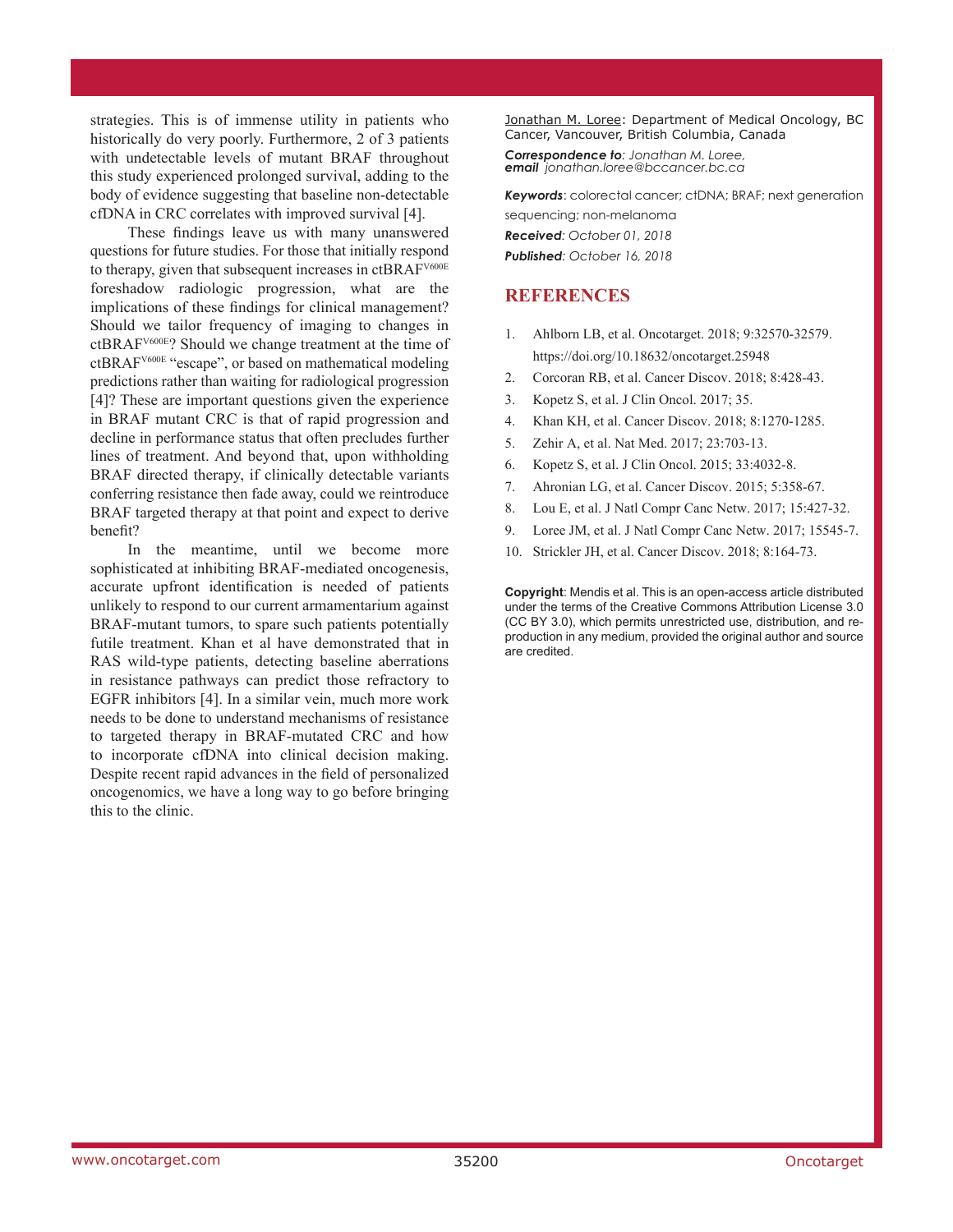strategies. This is of immense utility in patients who historically do very poorly. Furthermore, 2 of 3 patients with undetectable levels of mutant BRAF throughout this study experienced prolonged survival, adding to the body of evidence suggesting that baseline non-detectable cfDNA in CRC correlates with improved survival [4].

These findings leave us with many unanswered questions for future studies. For those that initially respond to therapy, given that subsequent increases in $ctBRAF^{V600E}$ foreshadow radiologic progression, what are the implications of these findings for clinical management? Should we tailor frequency of imaging to changes in $ctBRAF^{V600E}$? Should we change treatment at the time of $ctBRAF^{V600E}$ "escape", or based on mathematical modeling predictions rather than waiting for radiological progression [4]? These are important questions given the experience in BRAF mutant CRC is that of rapid progression and decline in performance status that often precludes further lines of treatment. And beyond that, upon withholding BRAF directed therapy, if clinically detectable variants conferring resistance then fade away, could we reintroduce BRAF targeted therapy at that point and expect to derive benefit?

In the meantime, until we become more sophisticated at inhibiting BRAF-mediated oncogenesis, accurate upfront identification is needed of patients unlikely to respond to our current armamentarium against BRAF-mutant tumors, to spare such patients potentially futile treatment. Khan et al have demonstrated that in RAS wild-type patients, detecting baseline aberrations in resistance pathways can predict those refractory to EGFR inhibitors [4]. In a similar vein, much more work needs to be done to understand mechanisms of resistance to targeted therapy in BRAF-mutated CRC and how to incorporate cfDNA into clinical decision making. Despite recent rapid advances in the field of personalized oncogenomics, we have a long way to go before bringing this to the clinic.

Jonathan M. Loree: Department of Medical Oncology, BC Cancer, Vancouver, British Columbia, Canada

***Correspondence to**: Jonathan M. Loree,*
***email** jonathan.loree@bccancer.bc.ca*

***Keywords***: colorectal cancer; ctDNA; BRAF; next generation sequencing; non-melanoma

***Received**: October 01, 2018*

***Published**: October 16, 2018*

## REFERENCES

1. Ahlborn LB, et al. Oncotarget. 2018; 9:32570-32579. https://doi.org/10.18632/oncotarget.25948
2. Corcoran RB, et al. Cancer Discov. 2018; 8:428-43.
3. Kopetz S, et al. J Clin Oncol. 2017; 35.
4. Khan KH, et al. Cancer Discov. 2018; 8:1270-1285.
5. Zehir A, et al. Nat Med. 2017; 23:703-13.
6. Kopetz S, et al. J Clin Oncol. 2015; 33:4032-8.
7. Ahronian LG, et al. Cancer Discov. 2015; 5:358-67.
8. Lou E, et al. J Natl Compr Canc Netw. 2017; 15:427-32.
9. Loree JM, et al. J Natl Compr Canc Netw. 2017; 15545-7.
10. Strickler JH, et al. Cancer Discov. 2018; 8:164-73.

**Copyright**: Mendis et al. This is an open-access article distributed under the terms of the Creative Commons Attribution License 3.0 (CC BY 3.0), which permits unrestricted use, distribution, and reproduction in any medium, provided the original author and source are credited.